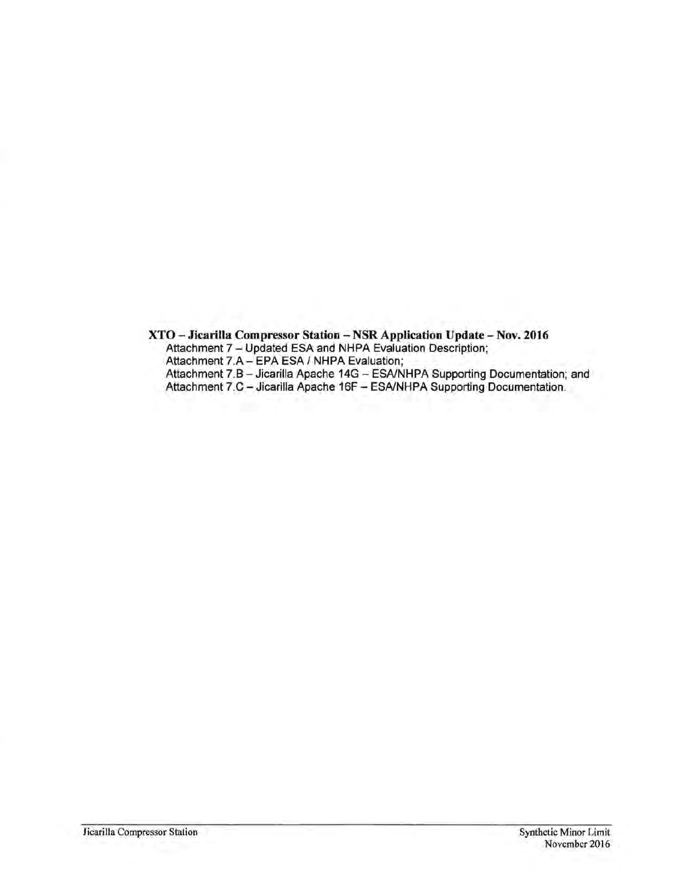**XTO – Jicarilla Compressor Station – NSR Application Update – Nov. 2016**

Attachment 7 – Updated ESA and NHPA Evaluation Description;
Attachment 7.A – EPA ESA / NHPA Evaluation;
Attachment 7.B – Jicarilla Apache 14G – ESA/NHPA Supporting Documentation; and
Attachment 7.C – Jicarilla Apache 16F – ESA/NHPA Supporting Documentation.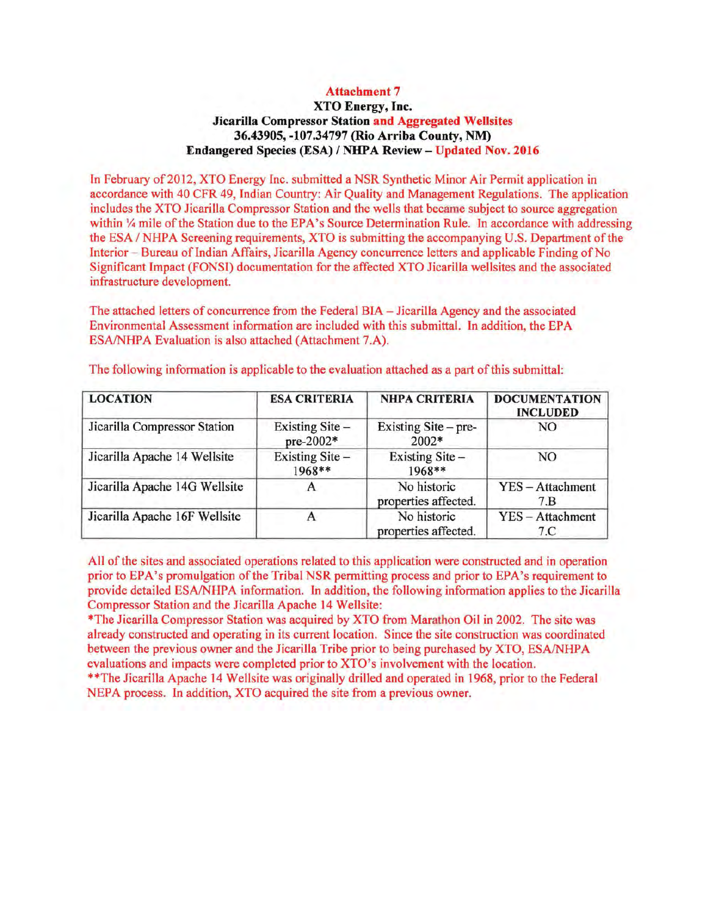**Attachment 7**
**XTO Energy, Inc.**
**Jicarilla Compressor Station and Aggregated Wellsites**
**36.43905, -107.34797 (Rio Arriba County, NM)**
**Endangered Species (ESA) / NHPA Review – Updated Nov. 2016**

In February of 2012, XTO Energy Inc. submitted a NSR Synthetic Minor Air Permit application in accordance with 40 CFR 49, Indian Country: Air Quality and Management Regulations. The application includes the XTO Jicarilla Compressor Station and the wells that became subject to source aggregation within ¼ mile of the Station due to the EPA's Source Determination Rule. In accordance with addressing the ESA / NHPA Screening requirements, XTO is submitting the accompanying U.S. Department of the Interior – Bureau of Indian Affairs, Jicarilla Agency concurrence letters and applicable Finding of No Significant Impact (FONSI) documentation for the affected XTO Jicarilla wellsites and the associated infrastructure development.

The attached letters of concurrence from the Federal BIA – Jicarilla Agency and the associated Environmental Assessment information are included with this submittal. In addition, the EPA ESA/NHPA Evaluation is also attached (Attachment 7.A).

The following information is applicable to the evaluation attached as a part of this submittal:

| LOCATION | ESA CRITERIA | NHPA CRITERIA | DOCUMENTATION INCLUDED |
|---|---|---|---|
| Jicarilla Compressor Station | Existing Site – pre-2002* | Existing Site – pre-2002* | NO |
| Jicarilla Apache 14 Wellsite | Existing Site – 1968** | Existing Site – 1968** | NO |
| Jicarilla Apache 14G Wellsite | A | No historic properties affected. | YES – Attachment 7.B |
| Jicarilla Apache 16F Wellsite | A | No historic properties affected. | YES – Attachment 7.C |

All of the sites and associated operations related to this application were constructed and in operation prior to EPA's promulgation of the Tribal NSR permitting process and prior to EPA's requirement to provide detailed ESA/NHPA information. In addition, the following information applies to the Jicarilla Compressor Station and the Jicarilla Apache 14 Wellsite:

*The Jicarilla Compressor Station was acquired by XTO from Marathon Oil in 2002. The site was already constructed and operating in its current location. Since the site construction was coordinated between the previous owner and the Jicarilla Tribe prior to being purchased by XTO, ESA/NHPA evaluations and impacts were completed prior to XTO's involvement with the location.

**The Jicarilla Apache 14 Wellsite was originally drilled and operated in 1968, prior to the Federal NEPA process. In addition, XTO acquired the site from a previous owner.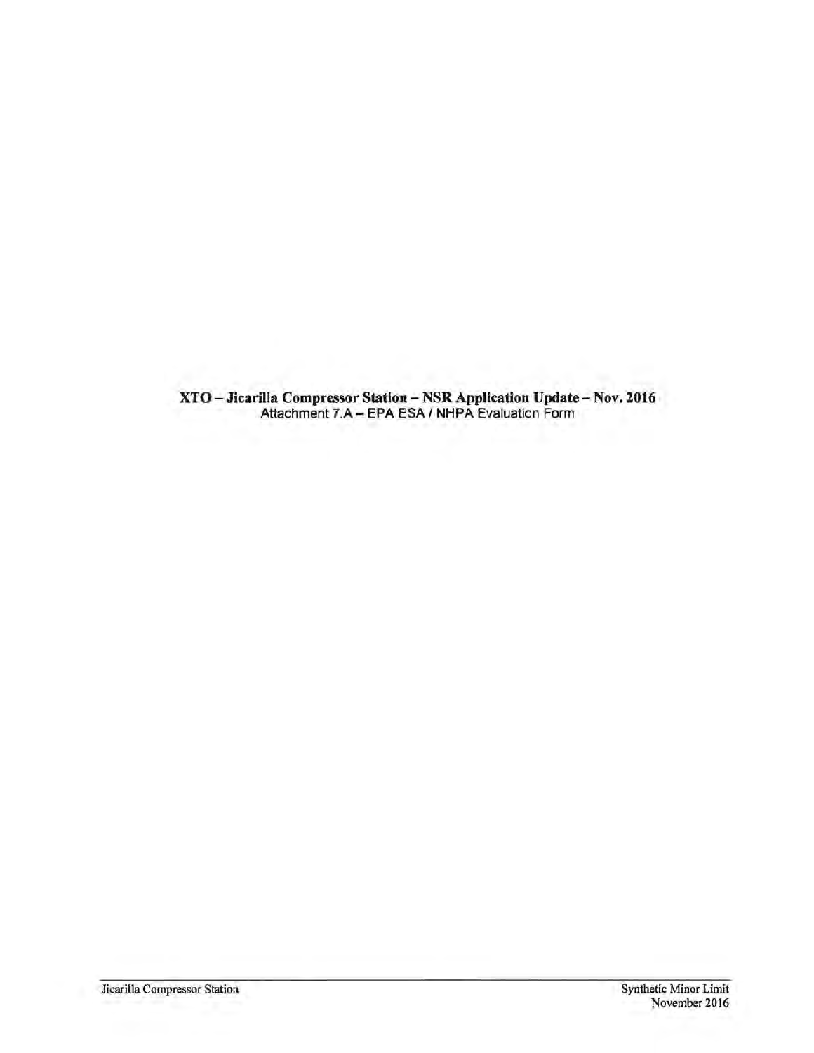**XTO – Jicarilla Compressor Station – NSR Application Update – Nov. 2016**

Attachment 7.A – EPA ESA / NHPA Evaluation Form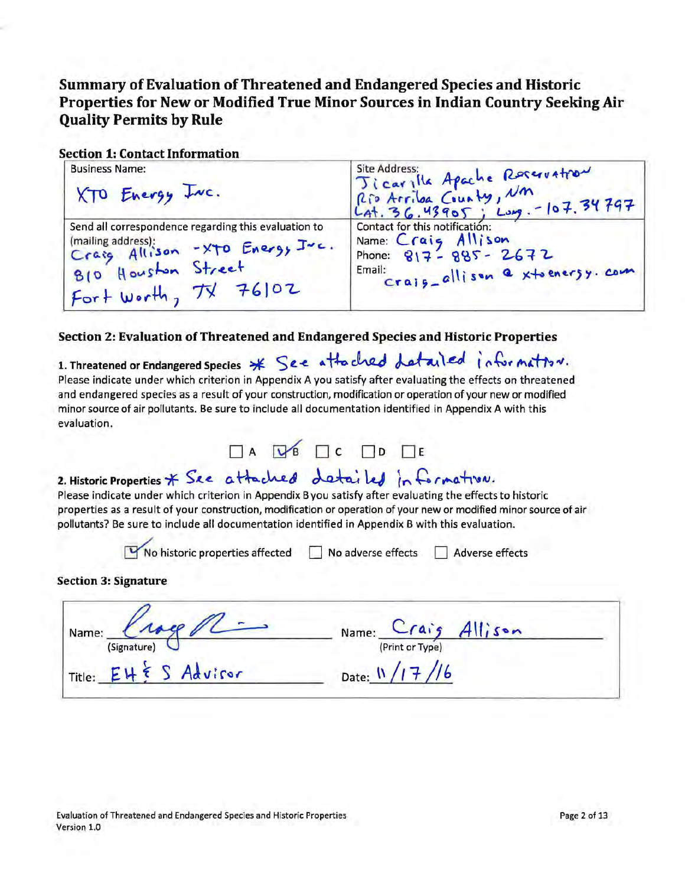## Summary of Evaluation of Threatened and Endangered Species and Historic Properties for New or Modified True Minor Sources in Indian Country Seeking Air Quality Permits by Rule

### Section 1: Contact Information

| Business Name: XTO Energy Inc. | Site Address: Jicarilla Apache Reservation Rio Arriba County, NM Lat. 36.43905 ; Long. -107.34797 |
|---|---|
| Send all correspondence regarding this evaluation to (mailing address): Craig Allison - XTO Energy Inc. 810 Houston Street Fort Worth, TX 76102 | Contact for this notification: Name: Craig Allison Phone: 817-885-2672 Email: craig_allison@xtoenergy.com |

### Section 2: Evaluation of Threatened and Endangered Species and Historic Properties

**1. Threatened or Endangered Species** * See attached detailed information.

Please indicate under which criterion in Appendix A you satisfy after evaluating the effects on threatened and endangered species as a result of your construction, modification or operation of your new or modified minor source of air pollutants. Be sure to include all documentation identified in Appendix A with this evaluation.

☐ A ☑ B ☐ C ☐ D ☐ E

**2. Historic Properties** * See attached detailed information.

Please indicate under which criterion in Appendix B you satisfy after evaluating the effects to historic properties as a result of your construction, modification or operation of your new or modified minor source of air pollutants? Be sure to include all documentation identified in Appendix B with this evaluation.

☑ No historic properties affected ☐ No adverse effects ☐ Adverse effects

### Section 3: Signature

| Name: [Signature] (Signature) | Name: Craig Allison (Print or Type) |
|---|---|
| Title: EH & S Advisor | Date: 11/17/16 |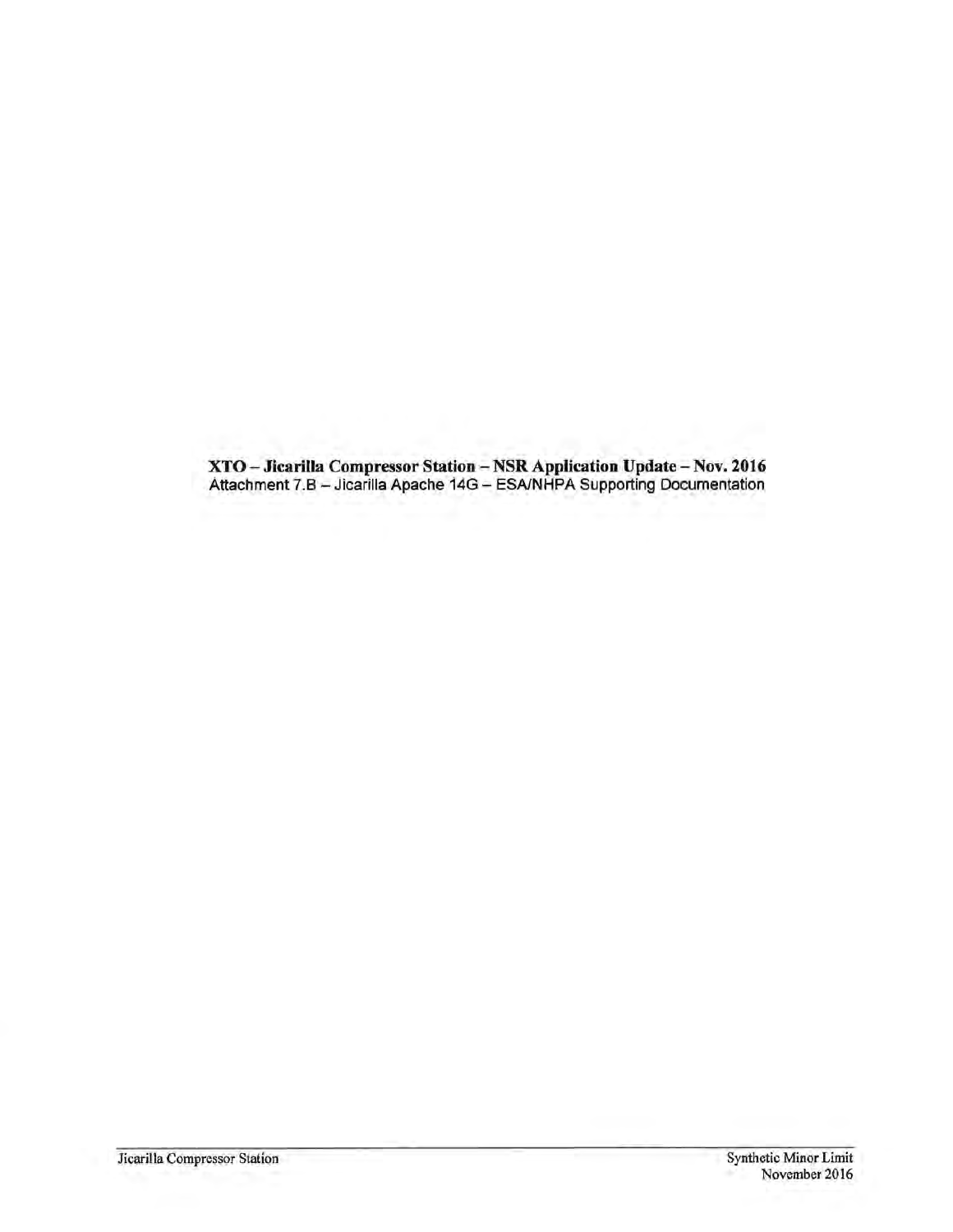**XTO – Jicarilla Compressor Station – NSR Application Update – Nov. 2016**

Attachment 7.B – Jicarilla Apache 14G – ESA/NHPA Supporting Documentation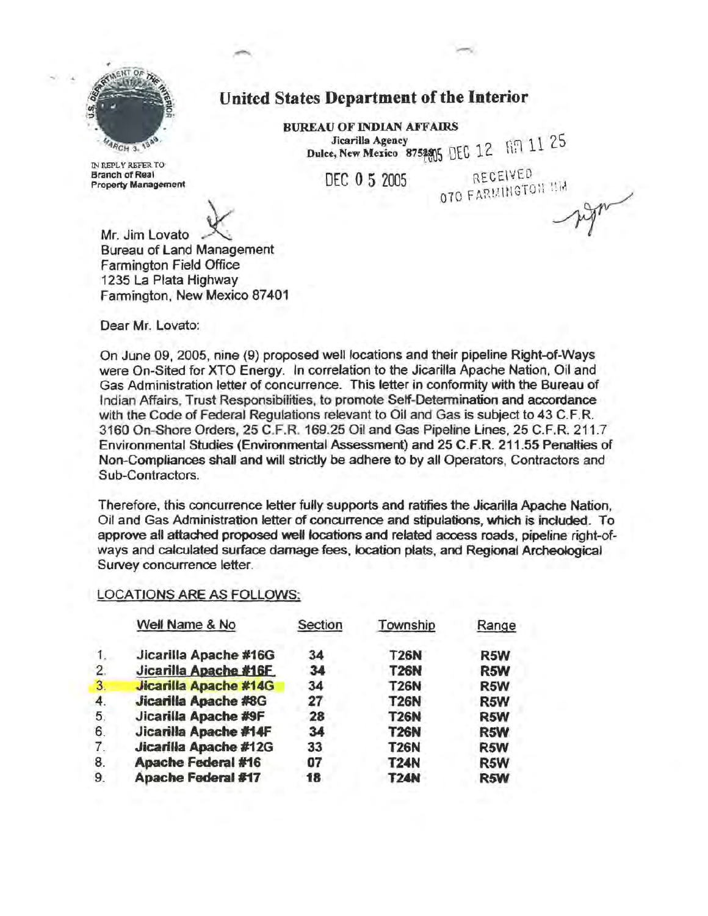# United States Department of the Interior

**BUREAU OF INDIAN AFFAIRS**
Jicarilla Agency
Dulce, New Mexico 87528

2005 DEC 12 AM 11 25

DEC 0 5 2005

RECEIVED
070 FARMINGTON NM

IN REPLY REFER TO:
Branch of Real Property Management

Mr. Jim Lovato
Bureau of Land Management
Farmington Field Office
1235 La Plata Highway
Farmington, New Mexico 87401

Dear Mr. Lovato:

On June 09, 2005, nine (9) proposed well locations and their pipeline Right-of-Ways were On-Sited for XTO Energy. In correlation to the Jicarilla Apache Nation, Oil and Gas Administration letter of concurrence. This letter in conformity with the Bureau of Indian Affairs, Trust Responsibilities, to promote Self-Determination and accordance with the Code of Federal Regulations relevant to Oil and Gas is subject to 43 C.F.R. 3160 On-Shore Orders, 25 C.F.R. 169.25 Oil and Gas Pipeline Lines, 25 C.F.R. 211.7 Environmental Studies (Environmental Assessment) and 25 C.F.R. 211.55 Penalties of Non-Compliances shall and will strictly be adhere to by all Operators, Contractors and Sub-Contractors.

Therefore, this concurrence letter fully supports and ratifies the Jicarilla Apache Nation, Oil and Gas Administration letter of concurrence and stipulations, which is included. To approve all attached proposed well locations and related access roads, pipeline right-of-ways and calculated surface damage fees, location plats, and Regional Archeological Survey concurrence letter.

LOCATIONS ARE AS FOLLOWS:

| | Well Name & No | Section | Township | Range |
|---|---|---|---|---|
| 1. | **Jicarilla Apache #16G** | **34** | **T26N** | **R5W** |
| 2. | **Jicarilla Apache #16F** | **34** | **T26N** | **R5W** |
| 3. | **Jicarilla Apache #14G** | **34** | **T26N** | **R5W** |
| 4. | **Jicarilla Apache #8G** | **27** | **T26N** | **R5W** |
| 5. | **Jicarilla Apache #9F** | **28** | **T26N** | **R5W** |
| 6. | **Jicarilla Apache #14F** | **34** | **T26N** | **R5W** |
| 7. | **Jicarilla Apache #12G** | **33** | **T26N** | **R5W** |
| 8. | **Apache Federal #16** | **07** | **T24N** | **R5W** |
| 9. | **Apache Federal #17** | **18** | **T24N** | **R5W** |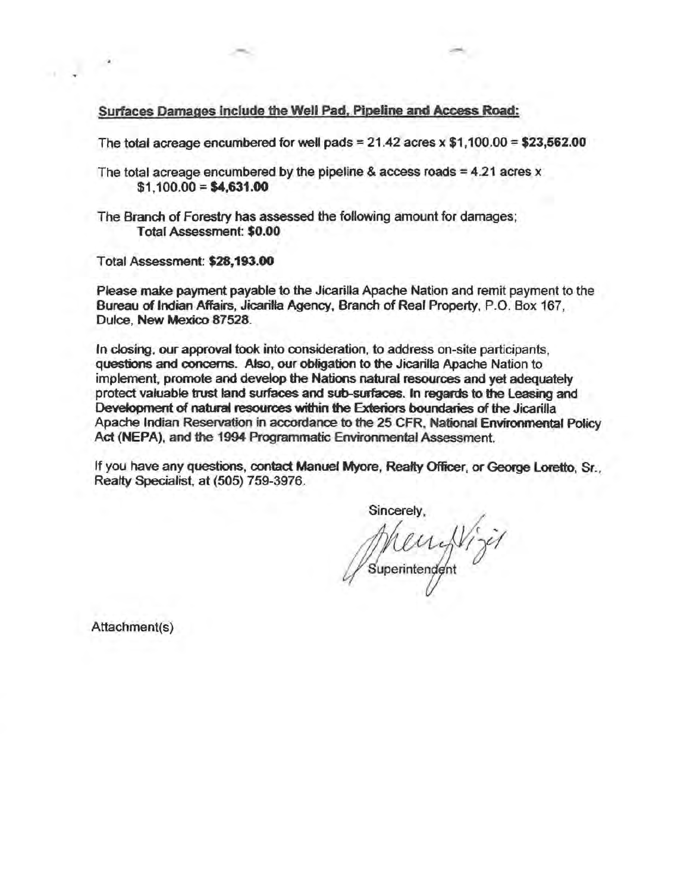**Surfaces Damages include the Well Pad, Pipeline and Access Road:**

The total acreage encumbered for well pads = 21.42 acres x $1,100.00 = **$23,562.00**

The total acreage encumbered by the pipeline & access roads = 4.21 acres x $1,100.00 = **$4,631.00**

The Branch of Forestry has assessed the following amount for damages;
**Total Assessment: $0.00**

Total Assessment: **$28,193.00**

Please make payment payable to the Jicarilla Apache Nation and remit payment to the Bureau of Indian Affairs, Jicarilla Agency, Branch of Real Property, P.O. Box 167, Dulce, New Mexico 87528.

In closing, our approval took into consideration, to address on-site participants, questions and concerns. Also, our obligation to the Jicarilla Apache Nation to implement, promote and develop the Nations natural resources and yet adequately protect valuable trust land surfaces and sub-surfaces. In regards to the Leasing and Development of natural resources within the Exteriors boundaries of the Jicarilla Apache Indian Reservation in accordance to the 25 CFR, National Environmental Policy Act (NEPA), and the 1994 Programmatic Environmental Assessment.

If you have any questions, contact Manuel Myore, Realty Officer, or George Loretto, Sr., Realty Specialist, at (505) 759-3976.

Sincerely,

Superintendent

Attachment(s)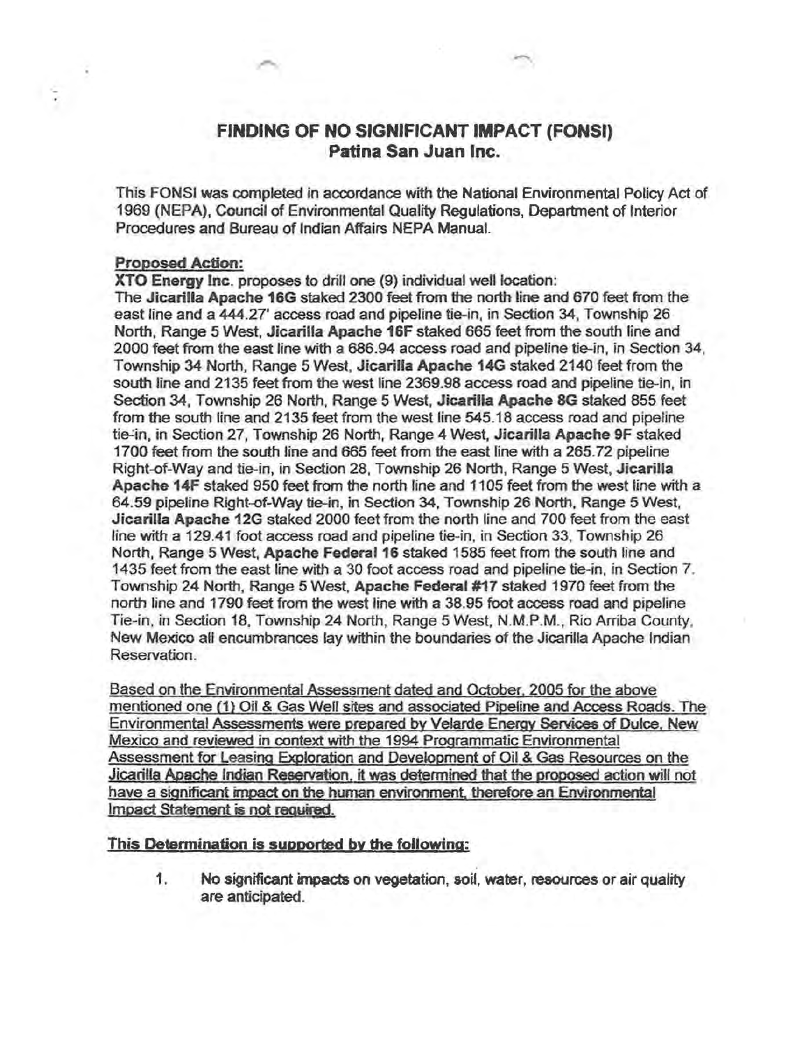## FINDING OF NO SIGNIFICANT IMPACT (FONSI)
## Patina San Juan Inc.

This FONSI was completed in accordance with the National Environmental Policy Act of 1969 (NEPA), Council of Environmental Quality Regulations, Department of Interior Procedures and Bureau of Indian Affairs NEPA Manual.

**Proposed Action:**

**XTO Energy Inc.** proposes to drill one (9) individual well location:
The **Jicarilla Apache 16G** staked 2300 feet from the north line and 670 feet from the east line and a 444.27' access road and pipeline tie-in, in Section 34, Township 26 North, Range 5 West, **Jicarilla Apache 16F** staked 665 feet from the south line and 2000 feet from the east line with a 686.94 access road and pipeline tie-in, in Section 34, Township 34 North, Range 5 West, **Jicarilla Apache 14G** staked 2140 feet from the south line and 2135 feet from the west line 2369.98 access road and pipeline tie-in, in Section 34, Township 26 North, Range 5 West, **Jicarilla Apache 8G** staked 855 feet from the south line and 2135 feet from the west line 545.18 access road and pipeline tie-in, in Section 27, Township 26 North, Range 4 West, **Jicarilla Apache 9F** staked 1700 feet from the south line and 665 feet from the east line with a 265.72 pipeline Right-of-Way and tie-in, in Section 28, Township 26 North, Range 5 West, **Jicarilla Apache 14F** staked 950 feet from the north line and 1105 feet from the west line with a 64.59 pipeline Right-of-Way tie-in, in Section 34, Township 26 North, Range 5 West, **Jicarilla Apache 12G** staked 2000 feet from the north line and 700 feet from the east line with a 129.41 foot access road and pipeline tie-in, in Section 33, Township 26 North, Range 5 West, **Apache Federal 16** staked 1585 feet from the south line and 1435 feet from the east line with a 30 foot access road and pipeline tie-in, in Section 7, Township 24 North, Range 5 West, **Apache Federal #17** staked 1970 feet from the north line and 1790 feet from the west line with a 38.95 foot access road and pipeline Tie-in, in Section 18, Township 24 North, Range 5 West, N.M.P.M., Rio Arriba County, New Mexico all encumbrances lay within the boundaries of the Jicarilla Apache Indian Reservation.

Based on the Environmental Assessment dated and October, 2005 for the above mentioned one (1) Oil & Gas Well sites and associated Pipeline and Access Roads. The Environmental Assessments were prepared by Velarde Energy Services of Dulce, New Mexico and reviewed in context with the 1994 Programmatic Environmental Assessment for Leasing Exploration and Development of Oil & Gas Resources on the Jicarilla Apache Indian Reservation, it was determined that the proposed action will not have a significant impact on the human environment, therefore an Environmental Impact Statement is not required.

**This Determination is supported by the following:**

1. **No significant impacts on vegetation, soil, water, resources or air quality are anticipated.**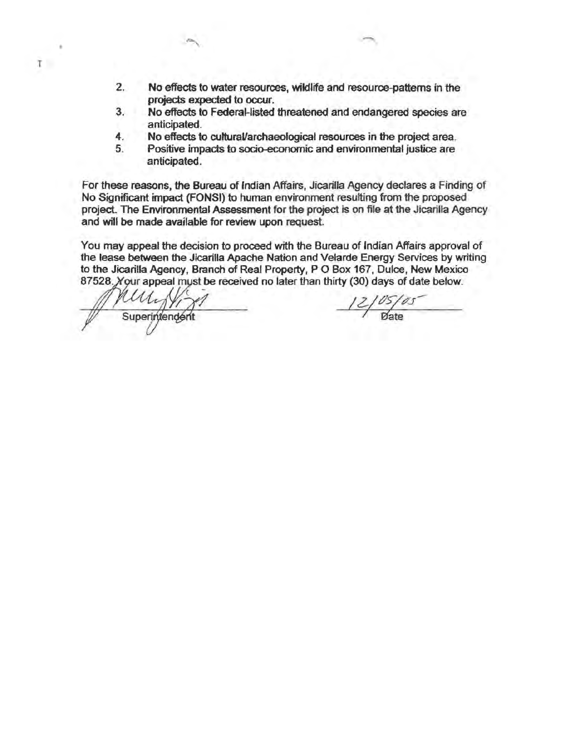2. No effects to water resources, wildlife and resource-patterns in the projects expected to occur.
3. No effects to Federal-listed threatened and endangered species are anticipated.
4. No effects to cultural/archaeological resources in the project area.
5. Positive impacts to socio-economic and environmental justice are anticipated.

For these reasons, the Bureau of Indian Affairs, Jicarilla Agency declares a Finding of No Significant impact (FONSI) to human environment resulting from the proposed project. The Environmental Assessment for the project is on file at the Jicarilla Agency and will be made available for review upon request.

You may appeal the decision to proceed with the Bureau of Indian Affairs approval of the lease between the Jicarilla Apache Nation and Velarde Energy Services by writing to the Jicarilla Agency, Branch of Real Property, P O Box 167, Dulce, New Mexico 87528. Your appeal must be received no later than thirty (30) days of date below.

Superintendent

12/05/05
Date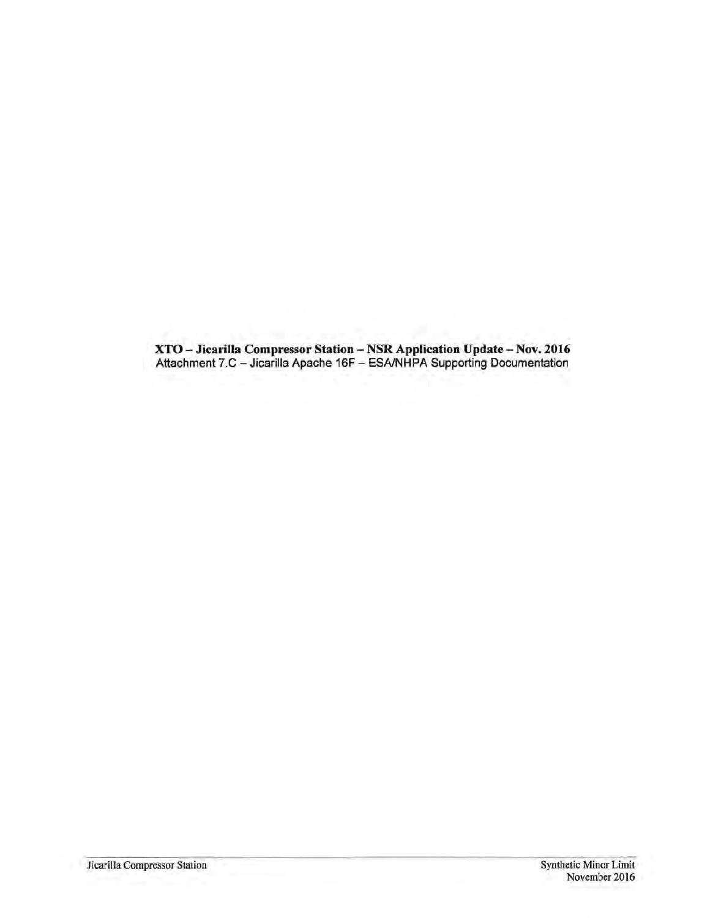**XTO – Jicarilla Compressor Station – NSR Application Update – Nov. 2016**

Attachment 7.C – Jicarilla Apache 16F – ESA/NHPA Supporting Documentation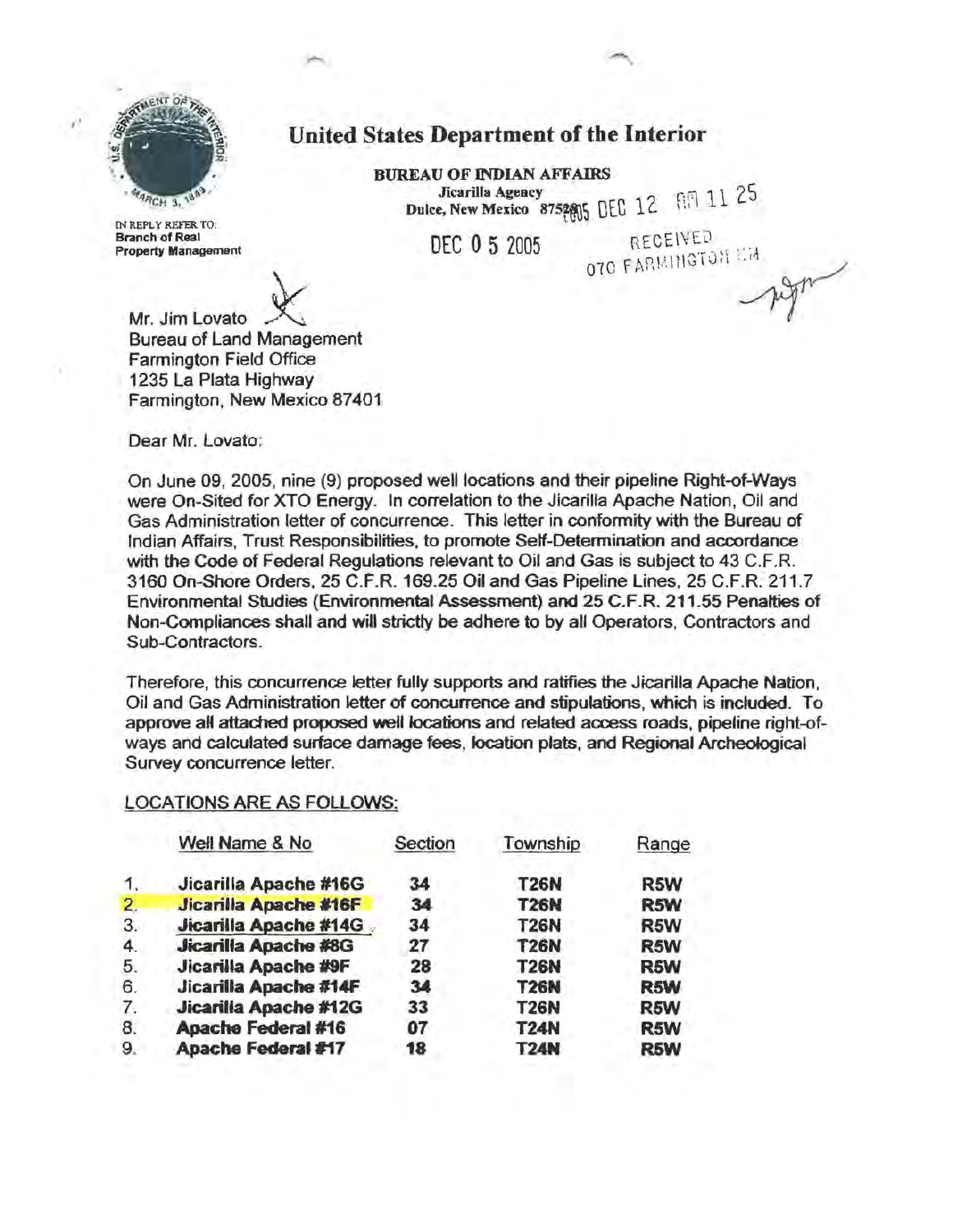# United States Department of the Interior

**BUREAU OF INDIAN AFFAIRS**
**Jicarilla Agency**
**Dulce, New Mexico 87528**

2005 DEC 12 AM 11 25

RECEIVED
070 FARMINGTON NM

IN REPLY REFER TO:
**Branch of Real Property Management**

DEC 0 5 2005

Mr. Jim Lovato
Bureau of Land Management
Farmington Field Office
1235 La Plata Highway
Farmington, New Mexico 87401

Dear Mr. Lovato:

On June 09, 2005, nine (9) proposed well locations and their pipeline Right-of-Ways were On-Sited for XTO Energy. In correlation to the Jicarilla Apache Nation, Oil and Gas Administration letter of concurrence. This letter in conformity with the Bureau of Indian Affairs, Trust Responsibilities, to promote Self-Determination and accordance with the Code of Federal Regulations relevant to Oil and Gas is subject to 43 C.F.R. 3160 On-Shore Orders, 25 C.F.R. 169.25 Oil and Gas Pipeline Lines, 25 C.F.R. 211.7 Environmental Studies (Environmental Assessment) and 25 C.F.R. 211.55 Penalties of Non-Compliances shall and will strictly be adhere to by all Operators, Contractors and Sub-Contractors.

Therefore, this concurrence letter fully supports and ratifies the Jicarilla Apache Nation, Oil and Gas Administration letter of concurrence and stipulations, which is included. To approve all attached proposed well locations and related access roads, pipeline right-of-ways and calculated surface damage fees, location plats, and Regional Archeological Survey concurrence letter.

LOCATIONS ARE AS FOLLOWS:

| | Well Name & No | Section | Township | Range |
|---|---|---|---|---|
| 1. | **Jicarilla Apache #16G** | **34** | **T26N** | **R5W** |
| 2. | **Jicarilla Apache #16F** | **34** | **T26N** | **R5W** |
| 3. | **Jicarilla Apache #14G** | **34** | **T26N** | **R5W** |
| 4. | **Jicarilla Apache #8G** | **27** | **T26N** | **R5W** |
| 5. | **Jicarilla Apache #9F** | **28** | **T26N** | **R5W** |
| 6. | **Jicarilla Apache #14F** | **34** | **T26N** | **R5W** |
| 7. | **Jicarilla Apache #12G** | **33** | **T26N** | **R5W** |
| 8. | **Apache Federal #16** | **07** | **T24N** | **R5W** |
| 9. | **Apache Federal #17** | **18** | **T24N** | **R5W** |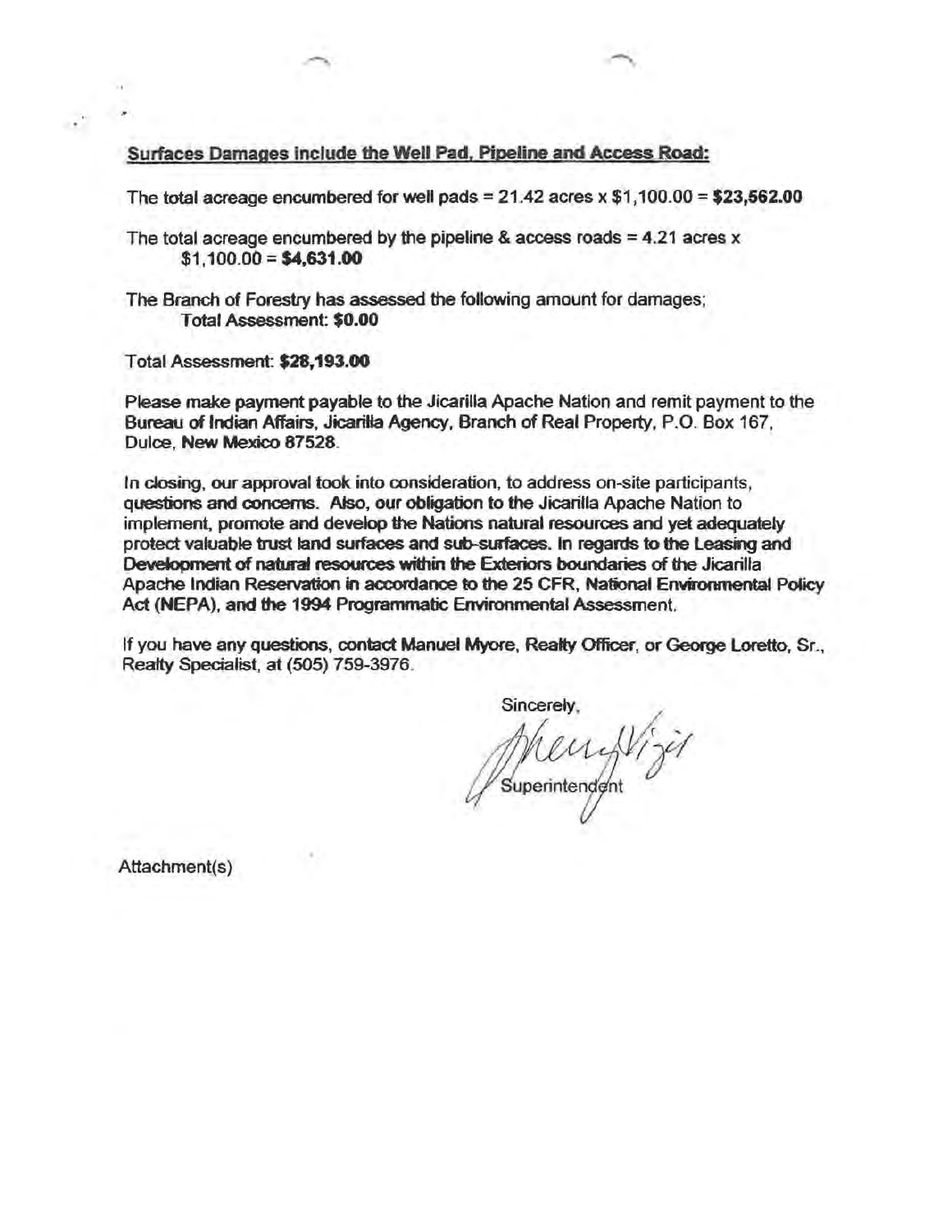**Surfaces Damages include the Well Pad, Pipeline and Access Road:**

The total acreage encumbered for well pads = 21.42 acres x $1,100.00 = **$23,562.00**

The total acreage encumbered by the pipeline & access roads = 4.21 acres x $1,100.00 = **$4,631.00**

The Branch of Forestry has assessed the following amount for damages;
Total Assessment: **$0.00**

Total Assessment: **$28,193.00**

Please make payment payable to the Jicarilla Apache Nation and remit payment to the Bureau of Indian Affairs, Jicarilla Agency, Branch of Real Property, P.O. Box 167, Dulce, New Mexico 87528.

In closing, our approval took into consideration, to address on-site participants, questions and concerns. Also, our obligation to the Jicarilla Apache Nation to implement, promote and develop the Nations natural resources and yet adequately protect valuable trust land surfaces and sub-surfaces. In regards to the Leasing and Development of natural resources within the Exteriors boundaries of the Jicarilla Apache Indian Reservation in accordance to the 25 CFR, National Environmental Policy Act (NEPA), and the 1994 Programmatic Environmental Assessment.

If you have any questions, contact Manuel Myore, Realty Officer, or George Loretto, Sr., Realty Specialist, at (505) 759-3976.

Sincerely,

Superintendent

Attachment(s)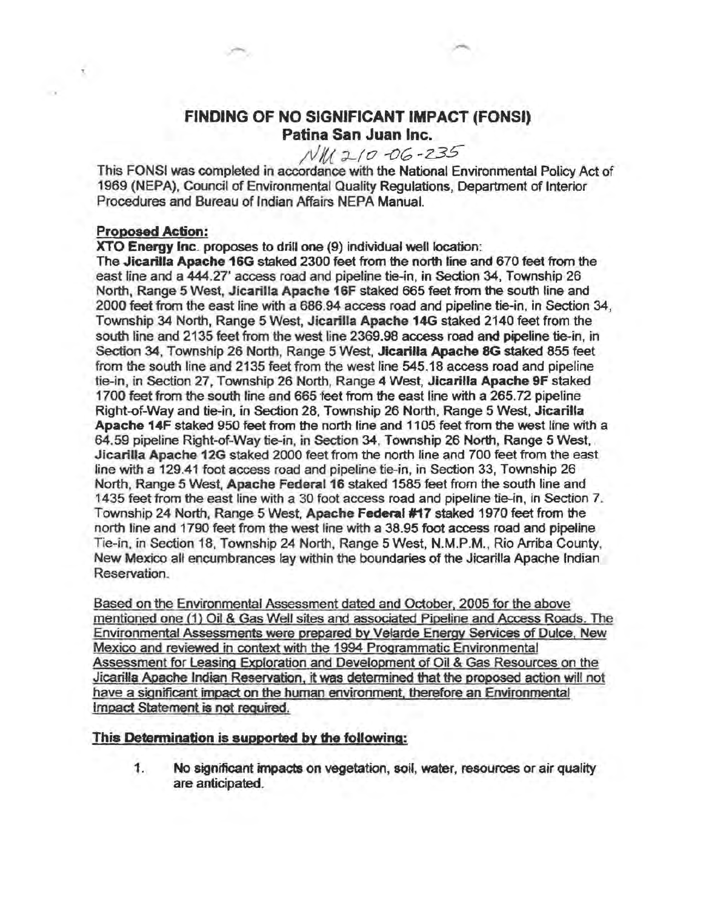# FINDING OF NO SIGNIFICANT IMPACT (FONSI)
## Patina San Juan Inc.

NM 210-06-235

This FONSI was completed in accordance with the National Environmental Policy Act of 1969 (NEPA), Council of Environmental Quality Regulations, Department of Interior Procedures and Bureau of Indian Affairs NEPA Manual.

**Proposed Action:**

**XTO Energy Inc**. proposes to drill one (9) individual well location:
The **Jicarilla Apache 16G** staked 2300 feet from the north line and 670 feet from the east line and a 444.27' access road and pipeline tie-in, in Section 34, Township 26 North, Range 5 West, **Jicarilla Apache 16F** staked 665 feet from the south line and 2000 feet from the east line with a 686.94 access road and pipeline tie-in, in Section 34, Township 34 North, Range 5 West, **Jicarilla Apache 14G** staked 2140 feet from the south line and 2135 feet from the west line 2369.98 access road and pipeline tie-in, in Section 34, Township 26 North, Range 5 West, **Jicarilla Apache 8G** staked 855 feet from the south line and 2135 feet from the west line 545.18 access road and pipeline tie-in, in Section 27, Township 26 North, Range 4 West, **Jicarilla Apache 9F** staked 1700 feet from the south line and 665 feet from the east line with a 265.72 pipeline Right-of-Way and tie-in, in Section 28, Township 26 North, Range 5 West, **Jicarilla Apache 14F** staked 950 feet from the north line and 1105 feet from the west line with a 64.59 pipeline Right-of-Way tie-in, in Section 34, Township 26 North, Range 5 West, **Jicarilla Apache 12G** staked 2000 feet from the north line and 700 feet from the east line with a 129.41 foot access road and pipeline tie-in, in Section 33, Township 26 North, Range 5 West, **Apache Federal 16** staked 1585 feet from the south line and 1435 feet from the east line with a 30 foot access road and pipeline tie-in, in Section 7. Township 24 North, Range 5 West, **Apache Federal #17** staked 1970 feet from the north line and 1790 feet from the west line with a 38.95 foot access road and pipeline Tie-in, in Section 18, Township 24 North, Range 5 West, N.M.P.M., Rio Arriba County, New Mexico all encumbrances lay within the boundaries of the Jicarilla Apache Indian Reservation.

Based on the Environmental Assessment dated and October, 2005 for the above mentioned one (1) Oil & Gas Well sites and associated Pipeline and Access Roads. The Environmental Assessments were prepared by Velarde Energy Services of Dulce, New Mexico and reviewed in context with the 1994 Programmatic Environmental Assessment for Leasing Exploration and Development of Oil & Gas Resources on the Jicarilla Apache Indian Reservation, it was determined that the proposed action will not have a significant impact on the human environment, therefore an Environmental Impact Statement is not required.

**This Determination is supported by the following:**

1. **No significant impacts on vegetation, soil, water, resources or air quality are anticipated.**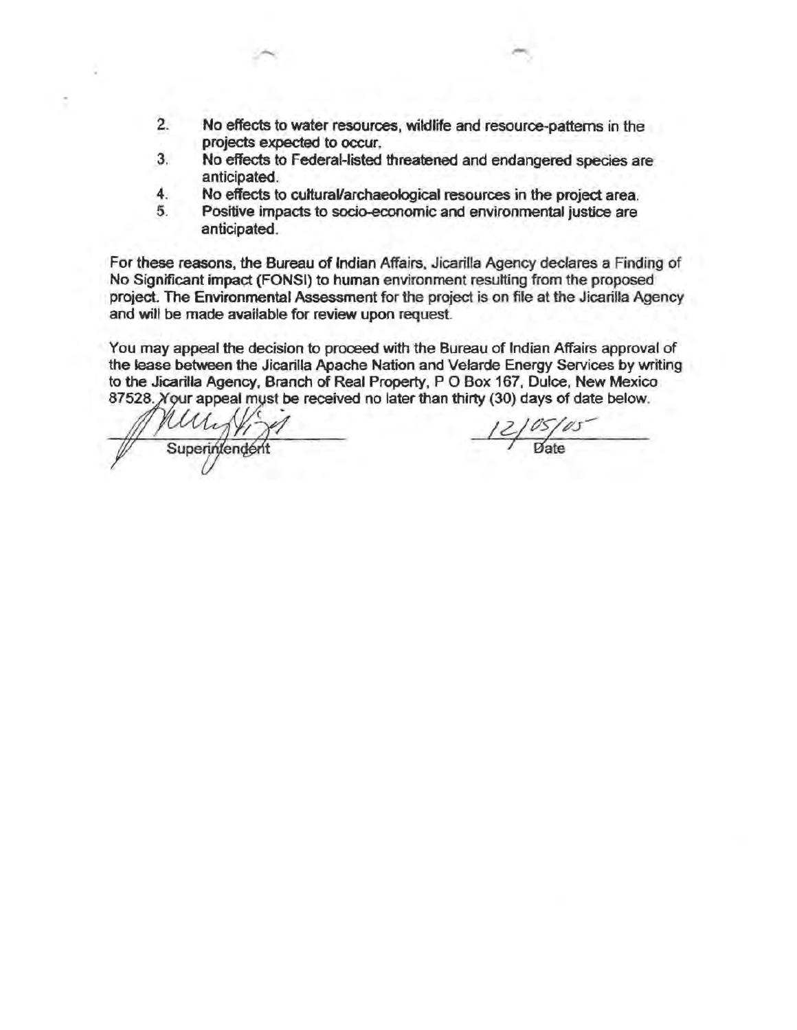2. No effects to water resources, wildlife and resource-patterns in the projects expected to occur.
3. No effects to Federal-listed threatened and endangered species are anticipated.
4. No effects to cultural/archaeological resources in the project area.
5. Positive impacts to socio-economic and environmental justice are anticipated.

For these reasons, the Bureau of Indian Affairs, Jicarilla Agency declares a Finding of No Significant impact (FONSI) to human environment resulting from the proposed project. The Environmental Assessment for the project is on file at the Jicarilla Agency and will be made available for review upon request.

You may appeal the decision to proceed with the Bureau of Indian Affairs approval of the lease between the Jicarilla Apache Nation and Velarde Energy Services by writing to the Jicarilla Agency, Branch of Real Property, P O Box 167, Dulce, New Mexico 87528. Your appeal must be received no later than thirty (30) days of date below.

Superintendent 12/05/05

Date